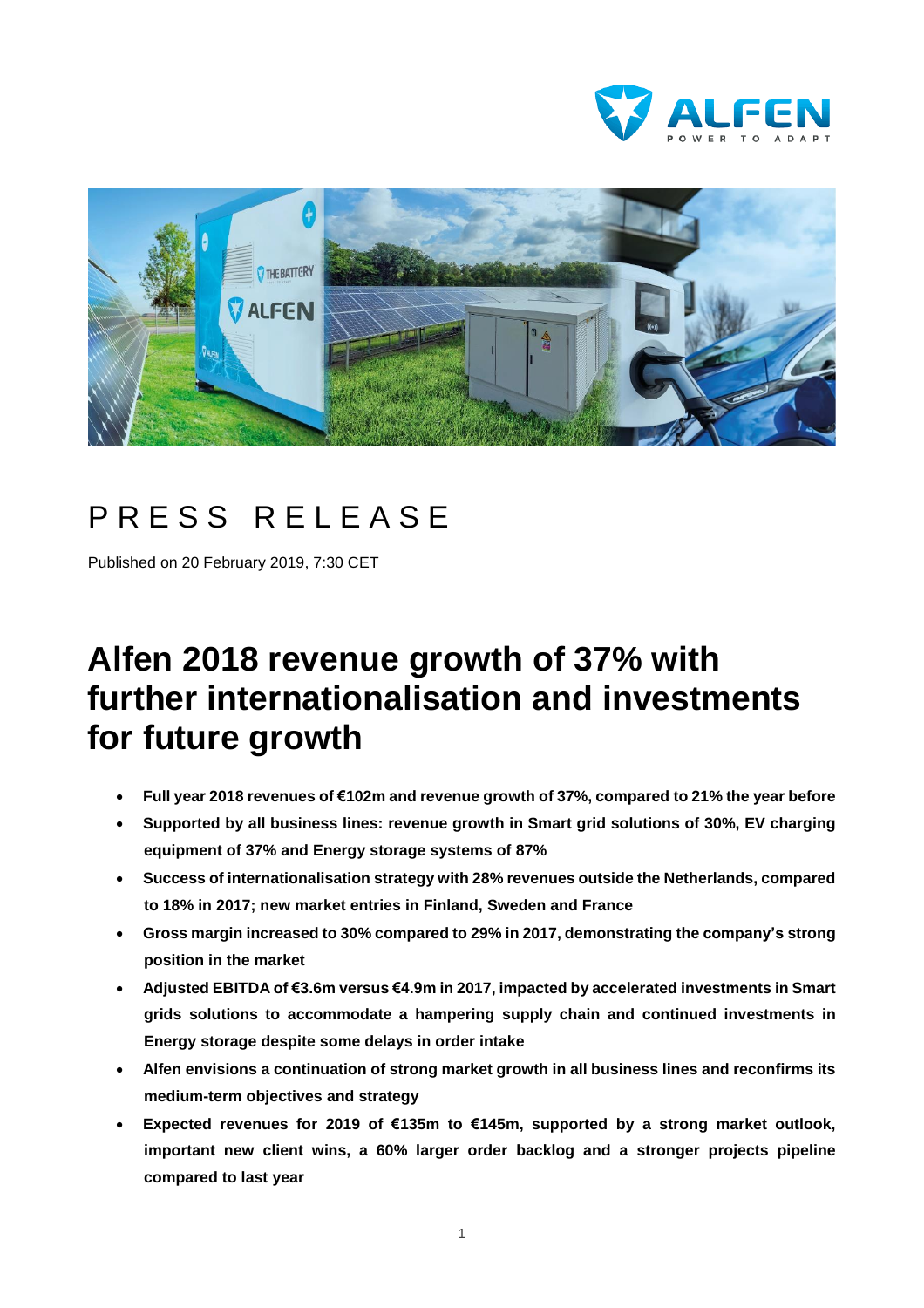PRESS RELEASE

Published on 20 February 2019, 7:30 CET

# Alfen 2018 revenue growth of 37% with further internationalisation and investments for future growth

- **Full year 2018 revenues of €102m and revenue growth of 37%, compared to 21% the year before**
- **Supported by all business lines: revenue growth in Smart grid solutions of 30%, EV charging equipment of 37% and Energy storage systems of 87%**
- **Success of internationalisation strategy with 28% revenues outside the Netherlands, compared to 18% in 2017; new market entries in Finland, Sweden and France**
- **Gross margin increased to 30% compared to 29% in 2017, demonstrating the company's strong position in the market**
- **Adjusted EBITDA of €3.6m versus €4.9m in 2017, impacted by accelerated investments in Smart grids solutions to accommodate a hampering supply chain and continued investments in Energy storage despite some delays in order intake**
- **Alfen envisions a continuation of strong market growth in all business lines and reconfirms its medium-term objectives and strategy**
- **Expected revenues for 2019 of €135m to €145m, supported by a strong market outlook, important new client wins, a 60% larger order backlog and a stronger projects pipeline compared to last year**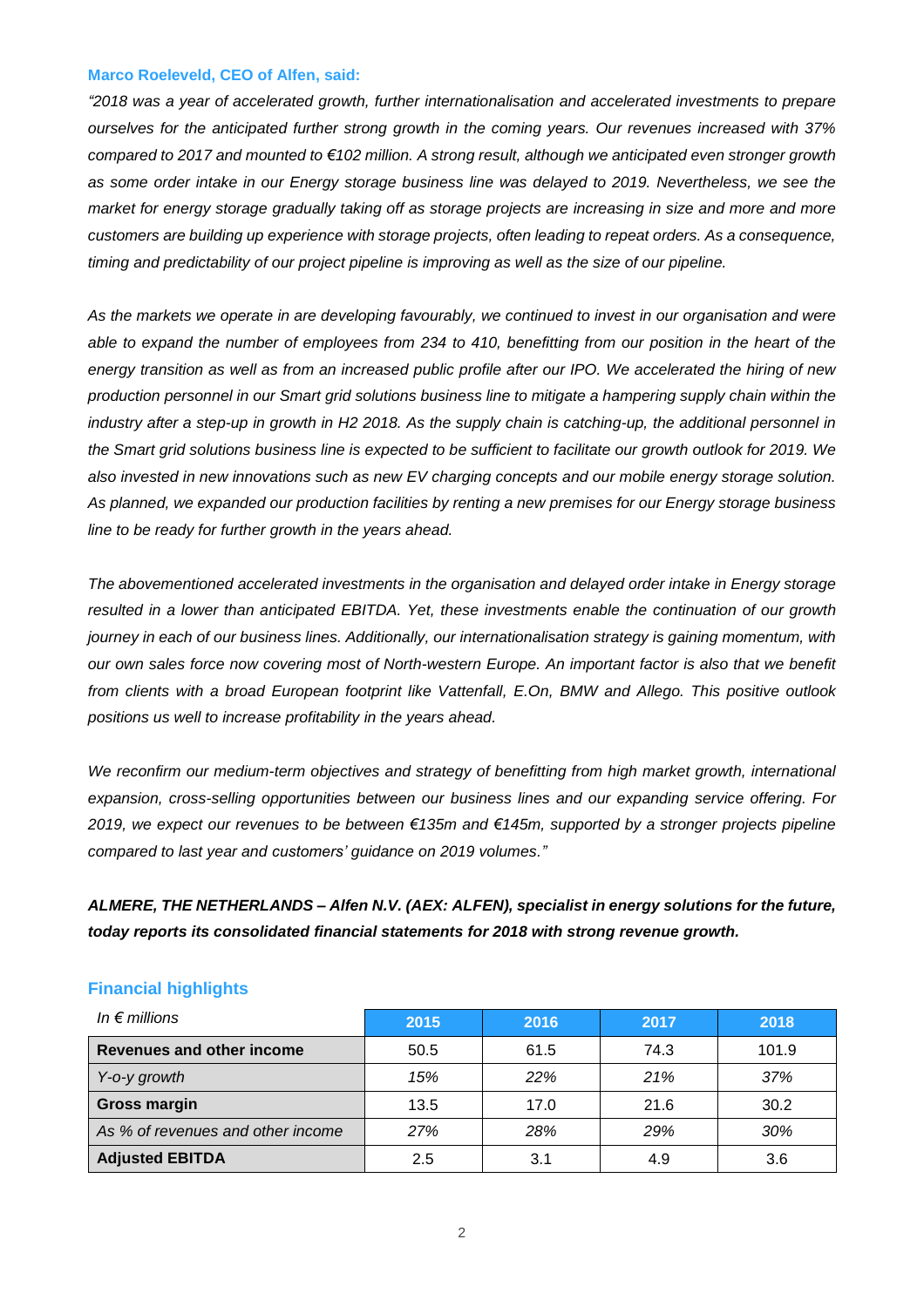**Marco Roeleveld, CEO of Alfen, said:**

*"2018 was a year of accelerated growth, further internationalisation and accelerated investments to prepare ourselves for the anticipated further strong growth in the coming years. Our revenues increased with 37% compared to 2017 and mounted to €102 million. A strong result, although we anticipated even stronger growth as some order intake in our Energy storage business line was delayed to 2019. Nevertheless, we see the market for energy storage gradually taking off as storage projects are increasing in size and more and more customers are building up experience with storage projects, often leading to repeat orders. As a consequence, timing and predictability of our project pipeline is improving as well as the size of our pipeline.*

*As the markets we operate in are developing favourably, we continued to invest in our organisation and were able to expand the number of employees from 234 to 410, benefitting from our position in the heart of the energy transition as well as from an increased public profile after our IPO. We accelerated the hiring of new production personnel in our Smart grid solutions business line to mitigate a hampering supply chain within the industry after a step-up in growth in H2 2018. As the supply chain is catching-up, the additional personnel in the Smart grid solutions business line is expected to be sufficient to facilitate our growth outlook for 2019. We also invested in new innovations such as new EV charging concepts and our mobile energy storage solution. As planned, we expanded our production facilities by renting a new premises for our Energy storage business line to be ready for further growth in the years ahead.*

*The abovementioned accelerated investments in the organisation and delayed order intake in Energy storage resulted in a lower than anticipated EBITDA. Yet, these investments enable the continuation of our growth journey in each of our business lines. Additionally, our internationalisation strategy is gaining momentum, with our own sales force now covering most of North-western Europe. An important factor is also that we benefit from clients with a broad European footprint like Vattenfall, E.On, BMW and Allego. This positive outlook positions us well to increase profitability in the years ahead.*

*We reconfirm our medium-term objectives and strategy of benefitting from high market growth, international expansion, cross-selling opportunities between our business lines and our expanding service offering. For 2019, we expect our revenues to be between €135m and €145m, supported by a stronger projects pipeline compared to last year and customers' guidance on 2019 volumes."*

***ALMERE, THE NETHERLANDS – Alfen N.V. (AEX: ALFEN), specialist in energy solutions for the future, today reports its consolidated financial statements for 2018 with strong revenue growth.***

## Financial highlights

| *In € millions* | 2015 | 2016 | 2017 | 2018 |
|---|---|---|---|---|
| **Revenues and other income** | 50.5 | 61.5 | 74.3 | 101.9 |
| *Y-o-y growth* | *15%* | *22%* | *21%* | *37%* |
| **Gross margin** | 13.5 | 17.0 | 21.6 | 30.2 |
| *As % of revenues and other income* | *27%* | *28%* | *29%* | *30%* |
| **Adjusted EBITDA** | 2.5 | 3.1 | 4.9 | 3.6 |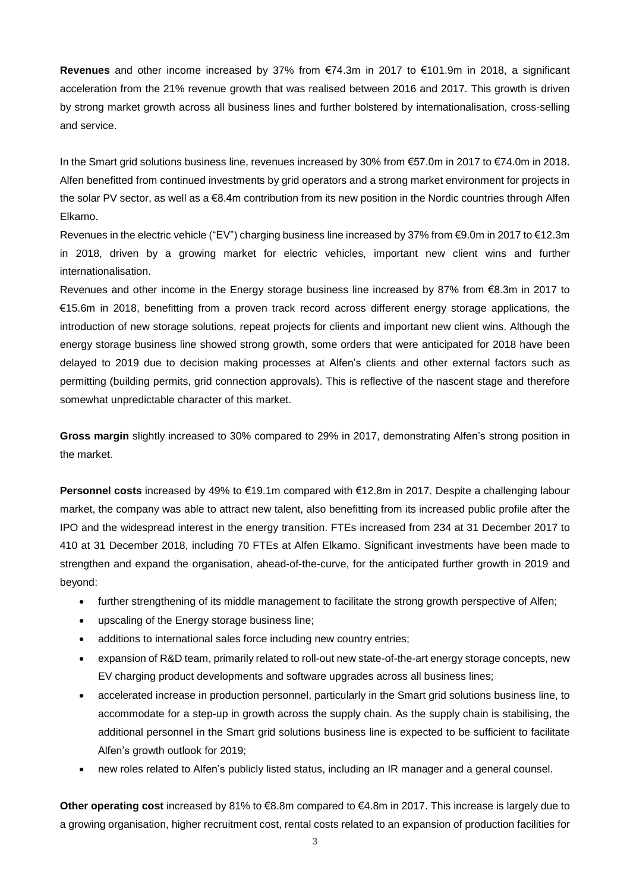**Revenues** and other income increased by 37% from €74.3m in 2017 to €101.9m in 2018, a significant acceleration from the 21% revenue growth that was realised between 2016 and 2017. This growth is driven by strong market growth across all business lines and further bolstered by internationalisation, cross-selling and service.

In the Smart grid solutions business line, revenues increased by 30% from €57.0m in 2017 to €74.0m in 2018. Alfen benefitted from continued investments by grid operators and a strong market environment for projects in the solar PV sector, as well as a €8.4m contribution from its new position in the Nordic countries through Alfen Elkamo.

Revenues in the electric vehicle ("EV") charging business line increased by 37% from €9.0m in 2017 to €12.3m in 2018, driven by a growing market for electric vehicles, important new client wins and further internationalisation.

Revenues and other income in the Energy storage business line increased by 87% from €8.3m in 2017 to €15.6m in 2018, benefitting from a proven track record across different energy storage applications, the introduction of new storage solutions, repeat projects for clients and important new client wins. Although the energy storage business line showed strong growth, some orders that were anticipated for 2018 have been delayed to 2019 due to decision making processes at Alfen's clients and other external factors such as permitting (building permits, grid connection approvals). This is reflective of the nascent stage and therefore somewhat unpredictable character of this market.

**Gross margin** slightly increased to 30% compared to 29% in 2017, demonstrating Alfen's strong position in the market.

**Personnel costs** increased by 49% to €19.1m compared with €12.8m in 2017. Despite a challenging labour market, the company was able to attract new talent, also benefitting from its increased public profile after the IPO and the widespread interest in the energy transition. FTEs increased from 234 at 31 December 2017 to 410 at 31 December 2018, including 70 FTEs at Alfen Elkamo. Significant investments have been made to strengthen and expand the organisation, ahead-of-the-curve, for the anticipated further growth in 2019 and beyond:

- further strengthening of its middle management to facilitate the strong growth perspective of Alfen;
- upscaling of the Energy storage business line;
- additions to international sales force including new country entries;
- expansion of R&D team, primarily related to roll-out new state-of-the-art energy storage concepts, new EV charging product developments and software upgrades across all business lines;
- accelerated increase in production personnel, particularly in the Smart grid solutions business line, to accommodate for a step-up in growth across the supply chain. As the supply chain is stabilising, the additional personnel in the Smart grid solutions business line is expected to be sufficient to facilitate Alfen's growth outlook for 2019;
- new roles related to Alfen's publicly listed status, including an IR manager and a general counsel.

**Other operating cost** increased by 81% to €8.8m compared to €4.8m in 2017. This increase is largely due to a growing organisation, higher recruitment cost, rental costs related to an expansion of production facilities for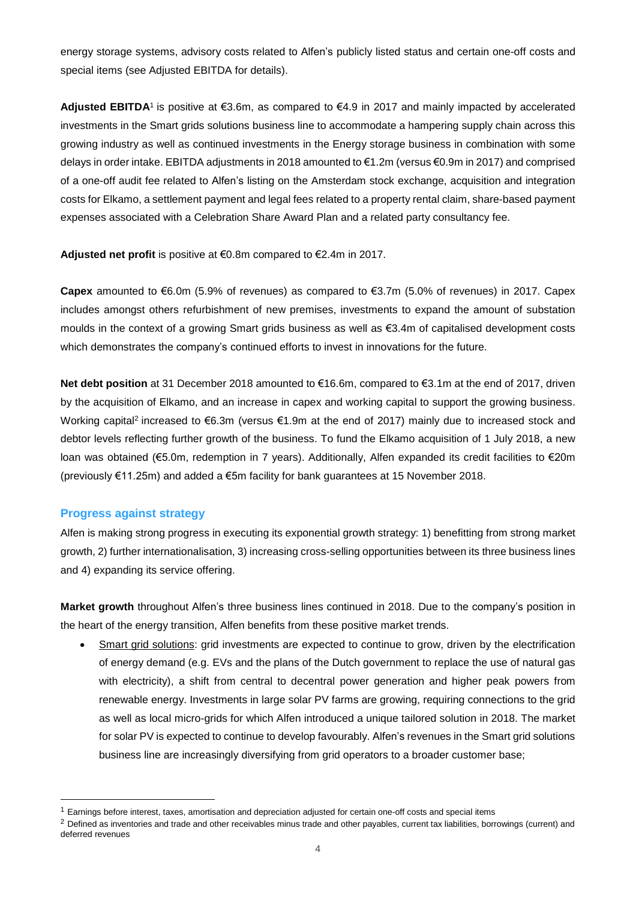energy storage systems, advisory costs related to Alfen's publicly listed status and certain one-off costs and special items (see Adjusted EBITDA for details).

**Adjusted EBITDA**[1] is positive at €3.6m, as compared to €4.9 in 2017 and mainly impacted by accelerated investments in the Smart grids solutions business line to accommodate a hampering supply chain across this growing industry as well as continued investments in the Energy storage business in combination with some delays in order intake. EBITDA adjustments in 2018 amounted to €1.2m (versus €0.9m in 2017) and comprised of a one-off audit fee related to Alfen's listing on the Amsterdam stock exchange, acquisition and integration costs for Elkamo, a settlement payment and legal fees related to a property rental claim, share-based payment expenses associated with a Celebration Share Award Plan and a related party consultancy fee.

**Adjusted net profit** is positive at €0.8m compared to €2.4m in 2017.

**Capex** amounted to €6.0m (5.9% of revenues) as compared to €3.7m (5.0% of revenues) in 2017. Capex includes amongst others refurbishment of new premises, investments to expand the amount of substation moulds in the context of a growing Smart grids business as well as €3.4m of capitalised development costs which demonstrates the company's continued efforts to invest in innovations for the future.

**Net debt position** at 31 December 2018 amounted to €16.6m, compared to €3.1m at the end of 2017, driven by the acquisition of Elkamo, and an increase in capex and working capital to support the growing business. Working capital[2] increased to €6.3m (versus €1.9m at the end of 2017) mainly due to increased stock and debtor levels reflecting further growth of the business. To fund the Elkamo acquisition of 1 July 2018, a new loan was obtained (€5.0m, redemption in 7 years). Additionally, Alfen expanded its credit facilities to €20m (previously €11.25m) and added a €5m facility for bank guarantees at 15 November 2018.

## Progress against strategy

Alfen is making strong progress in executing its exponential growth strategy: 1) benefitting from strong market growth, 2) further internationalisation, 3) increasing cross-selling opportunities between its three business lines and 4) expanding its service offering.

**Market growth** throughout Alfen's three business lines continued in 2018. Due to the company's position in the heart of the energy transition, Alfen benefits from these positive market trends.

- Smart grid solutions: grid investments are expected to continue to grow, driven by the electrification of energy demand (e.g. EVs and the plans of the Dutch government to replace the use of natural gas with electricity), a shift from central to decentral power generation and higher peak powers from renewable energy. Investments in large solar PV farms are growing, requiring connections to the grid as well as local micro-grids for which Alfen introduced a unique tailored solution in 2018. The market for solar PV is expected to continue to develop favourably. Alfen's revenues in the Smart grid solutions business line are increasingly diversifying from grid operators to a broader customer base;

---

[1] Earnings before interest, taxes, amortisation and depreciation adjusted for certain one-off costs and special items

[2] Defined as inventories and trade and other receivables minus trade and other payables, current tax liabilities, borrowings (current) and deferred revenues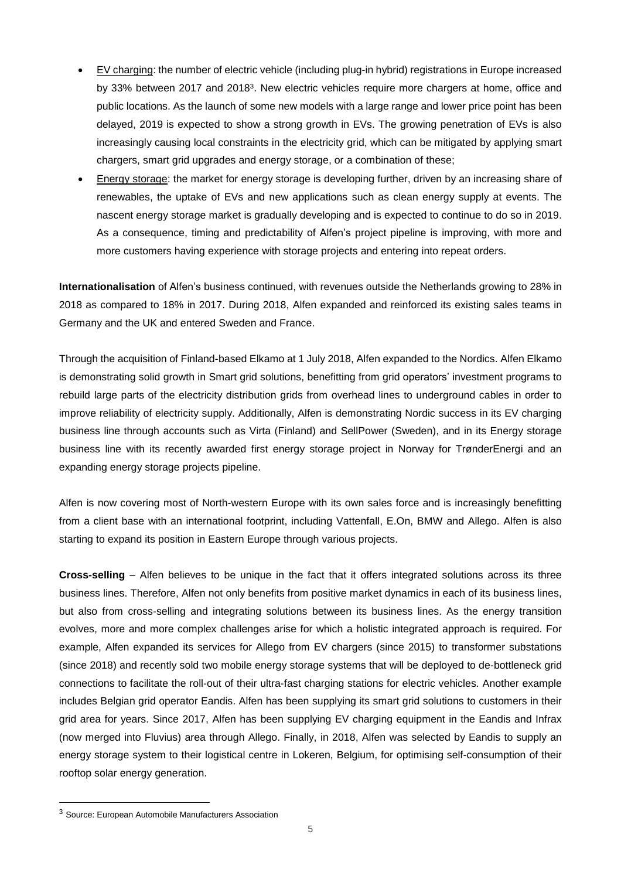- EV charging: the number of electric vehicle (including plug-in hybrid) registrations in Europe increased by 33% between 2017 and 2018[3]. New electric vehicles require more chargers at home, office and public locations. As the launch of some new models with a large range and lower price point has been delayed, 2019 is expected to show a strong growth in EVs. The growing penetration of EVs is also increasingly causing local constraints in the electricity grid, which can be mitigated by applying smart chargers, smart grid upgrades and energy storage, or a combination of these;
- Energy storage: the market for energy storage is developing further, driven by an increasing share of renewables, the uptake of EVs and new applications such as clean energy supply at events. The nascent energy storage market is gradually developing and is expected to continue to do so in 2019. As a consequence, timing and predictability of Alfen's project pipeline is improving, with more and more customers having experience with storage projects and entering into repeat orders.

**Internationalisation** of Alfen's business continued, with revenues outside the Netherlands growing to 28% in 2018 as compared to 18% in 2017. During 2018, Alfen expanded and reinforced its existing sales teams in Germany and the UK and entered Sweden and France.

Through the acquisition of Finland-based Elkamo at 1 July 2018, Alfen expanded to the Nordics. Alfen Elkamo is demonstrating solid growth in Smart grid solutions, benefitting from grid operators' investment programs to rebuild large parts of the electricity distribution grids from overhead lines to underground cables in order to improve reliability of electricity supply. Additionally, Alfen is demonstrating Nordic success in its EV charging business line through accounts such as Virta (Finland) and SellPower (Sweden), and in its Energy storage business line with its recently awarded first energy storage project in Norway for TrønderEnergi and an expanding energy storage projects pipeline.

Alfen is now covering most of North-western Europe with its own sales force and is increasingly benefitting from a client base with an international footprint, including Vattenfall, E.On, BMW and Allego. Alfen is also starting to expand its position in Eastern Europe through various projects.

**Cross-selling** – Alfen believes to be unique in the fact that it offers integrated solutions across its three business lines. Therefore, Alfen not only benefits from positive market dynamics in each of its business lines, but also from cross-selling and integrating solutions between its business lines. As the energy transition evolves, more and more complex challenges arise for which a holistic integrated approach is required. For example, Alfen expanded its services for Allego from EV chargers (since 2015) to transformer substations (since 2018) and recently sold two mobile energy storage systems that will be deployed to de-bottleneck grid connections to facilitate the roll-out of their ultra-fast charging stations for electric vehicles. Another example includes Belgian grid operator Eandis. Alfen has been supplying its smart grid solutions to customers in their grid area for years. Since 2017, Alfen has been supplying EV charging equipment in the Eandis and Infrax (now merged into Fluvius) area through Allego. Finally, in 2018, Alfen was selected by Eandis to supply an energy storage system to their logistical centre in Lokeren, Belgium, for optimising self-consumption of their rooftop solar energy generation.

[3] Source: European Automobile Manufacturers Association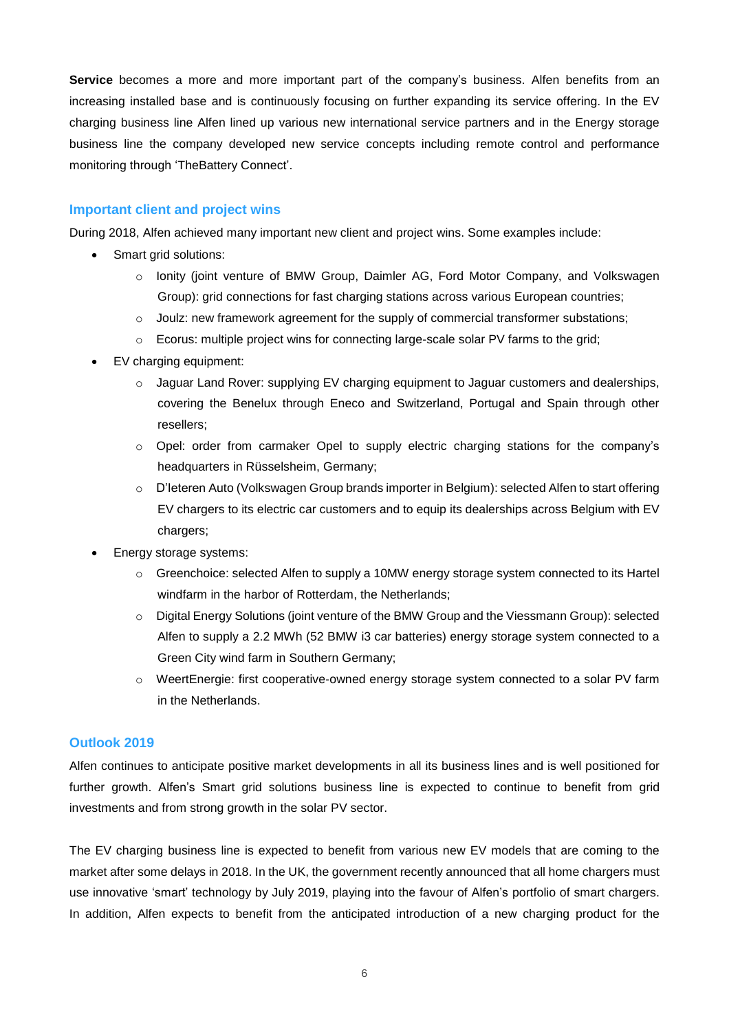**Service** becomes a more and more important part of the company's business. Alfen benefits from an increasing installed base and is continuously focusing on further expanding its service offering. In the EV charging business line Alfen lined up various new international service partners and in the Energy storage business line the company developed new service concepts including remote control and performance monitoring through 'TheBattery Connect'.

## Important client and project wins

During 2018, Alfen achieved many important new client and project wins. Some examples include:

- Smart grid solutions:
  - Ionity (joint venture of BMW Group, Daimler AG, Ford Motor Company, and Volkswagen Group): grid connections for fast charging stations across various European countries;
  - Joulz: new framework agreement for the supply of commercial transformer substations;
  - Ecorus: multiple project wins for connecting large-scale solar PV farms to the grid;
- EV charging equipment:
  - Jaguar Land Rover: supplying EV charging equipment to Jaguar customers and dealerships, covering the Benelux through Eneco and Switzerland, Portugal and Spain through other resellers;
  - Opel: order from carmaker Opel to supply electric charging stations for the company's headquarters in Rüsselsheim, Germany;
  - D'Ieteren Auto (Volkswagen Group brands importer in Belgium): selected Alfen to start offering EV chargers to its electric car customers and to equip its dealerships across Belgium with EV chargers;
- Energy storage systems:
  - Greenchoice: selected Alfen to supply a 10MW energy storage system connected to its Hartel windfarm in the harbor of Rotterdam, the Netherlands;
  - Digital Energy Solutions (joint venture of the BMW Group and the Viessmann Group): selected Alfen to supply a 2.2 MWh (52 BMW i3 car batteries) energy storage system connected to a Green City wind farm in Southern Germany;
  - WeertEnergie: first cooperative-owned energy storage system connected to a solar PV farm in the Netherlands.

## Outlook 2019

Alfen continues to anticipate positive market developments in all its business lines and is well positioned for further growth. Alfen's Smart grid solutions business line is expected to continue to benefit from grid investments and from strong growth in the solar PV sector.

The EV charging business line is expected to benefit from various new EV models that are coming to the market after some delays in 2018. In the UK, the government recently announced that all home chargers must use innovative 'smart' technology by July 2019, playing into the favour of Alfen's portfolio of smart chargers. In addition, Alfen expects to benefit from the anticipated introduction of a new charging product for the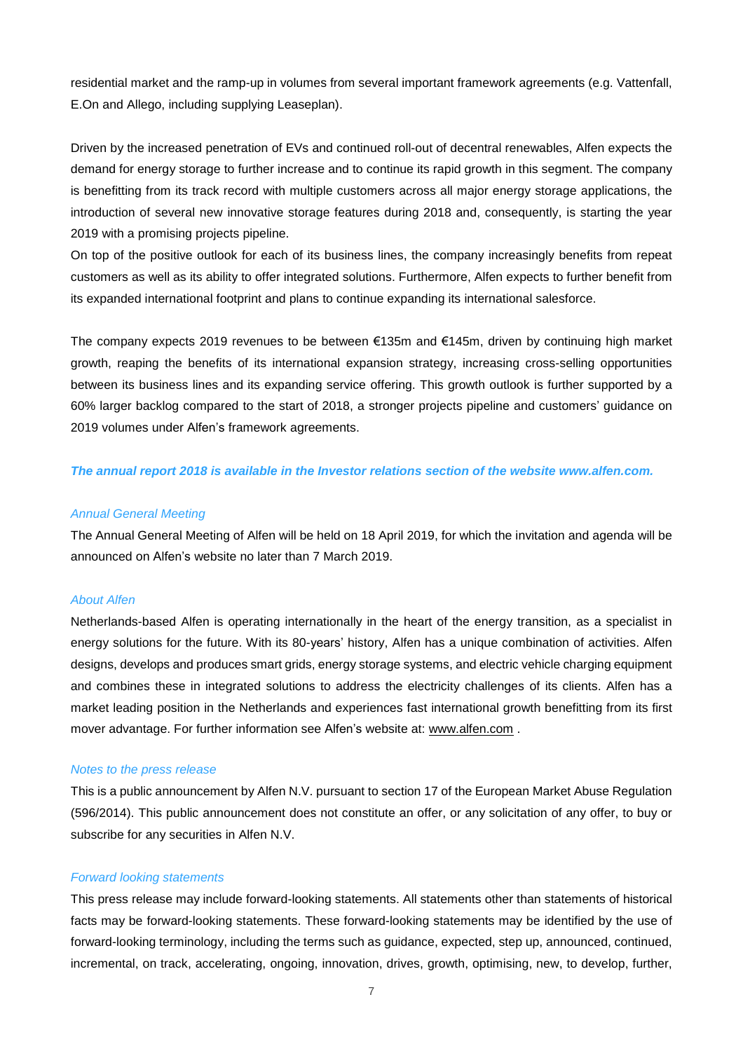residential market and the ramp-up in volumes from several important framework agreements (e.g. Vattenfall, E.On and Allego, including supplying Leaseplan).

Driven by the increased penetration of EVs and continued roll-out of decentral renewables, Alfen expects the demand for energy storage to further increase and to continue its rapid growth in this segment. The company is benefitting from its track record with multiple customers across all major energy storage applications, the introduction of several new innovative storage features during 2018 and, consequently, is starting the year 2019 with a promising projects pipeline.

On top of the positive outlook for each of its business lines, the company increasingly benefits from repeat customers as well as its ability to offer integrated solutions. Furthermore, Alfen expects to further benefit from its expanded international footprint and plans to continue expanding its international salesforce.

The company expects 2019 revenues to be between €135m and €145m, driven by continuing high market growth, reaping the benefits of its international expansion strategy, increasing cross-selling opportunities between its business lines and its expanding service offering. This growth outlook is further supported by a 60% larger backlog compared to the start of 2018, a stronger projects pipeline and customers' guidance on 2019 volumes under Alfen's framework agreements.

***The annual report 2018 is available in the Investor relations section of the website www.alfen.com.***

*Annual General Meeting*

The Annual General Meeting of Alfen will be held on 18 April 2019, for which the invitation and agenda will be announced on Alfen's website no later than 7 March 2019.

*About Alfen*

Netherlands-based Alfen is operating internationally in the heart of the energy transition, as a specialist in energy solutions for the future. With its 80-years' history, Alfen has a unique combination of activities. Alfen designs, develops and produces smart grids, energy storage systems, and electric vehicle charging equipment and combines these in integrated solutions to address the electricity challenges of its clients. Alfen has a market leading position in the Netherlands and experiences fast international growth benefitting from its first mover advantage. For further information see Alfen's website at: www.alfen.com .

*Notes to the press release*

This is a public announcement by Alfen N.V. pursuant to section 17 of the European Market Abuse Regulation (596/2014). This public announcement does not constitute an offer, or any solicitation of any offer, to buy or subscribe for any securities in Alfen N.V.

*Forward looking statements*

This press release may include forward-looking statements. All statements other than statements of historical facts may be forward-looking statements. These forward-looking statements may be identified by the use of forward-looking terminology, including the terms such as guidance, expected, step up, announced, continued, incremental, on track, accelerating, ongoing, innovation, drives, growth, optimising, new, to develop, further,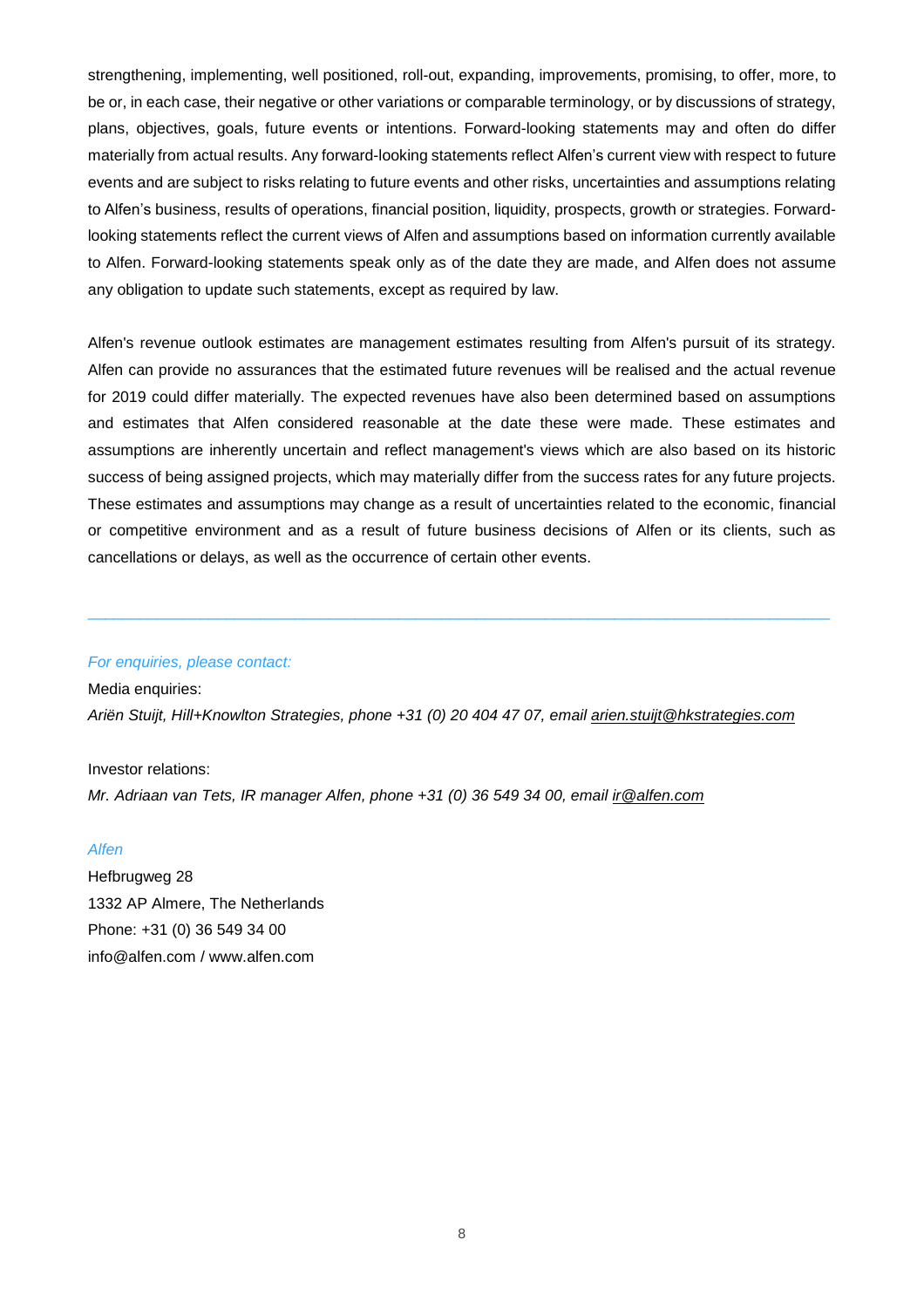strengthening, implementing, well positioned, roll-out, expanding, improvements, promising, to offer, more, to be or, in each case, their negative or other variations or comparable terminology, or by discussions of strategy, plans, objectives, goals, future events or intentions. Forward-looking statements may and often do differ materially from actual results. Any forward-looking statements reflect Alfen's current view with respect to future events and are subject to risks relating to future events and other risks, uncertainties and assumptions relating to Alfen's business, results of operations, financial position, liquidity, prospects, growth or strategies. Forward-looking statements reflect the current views of Alfen and assumptions based on information currently available to Alfen. Forward-looking statements speak only as of the date they are made, and Alfen does not assume any obligation to update such statements, except as required by law.

Alfen's revenue outlook estimates are management estimates resulting from Alfen's pursuit of its strategy. Alfen can provide no assurances that the estimated future revenues will be realised and the actual revenue for 2019 could differ materially. The expected revenues have also been determined based on assumptions and estimates that Alfen considered reasonable at the date these were made. These estimates and assumptions are inherently uncertain and reflect management's views which are also based on its historic success of being assigned projects, which may materially differ from the success rates for any future projects. These estimates and assumptions may change as a result of uncertainties related to the economic, financial or competitive environment and as a result of future business decisions of Alfen or its clients, such as cancellations or delays, as well as the occurrence of certain other events.

---

*For enquiries, please contact:*

Media enquiries:

*Ariën Stuijt, Hill+Knowlton Strategies, phone +31 (0) 20 404 47 07, email arien.stuijt@hkstrategies.com*

Investor relations:

*Mr. Adriaan van Tets, IR manager Alfen, phone +31 (0) 36 549 34 00, email ir@alfen.com*

*Alfen*

Hefbrugweg 28
1332 AP Almere, The Netherlands
Phone: +31 (0) 36 549 34 00
info@alfen.com / www.alfen.com